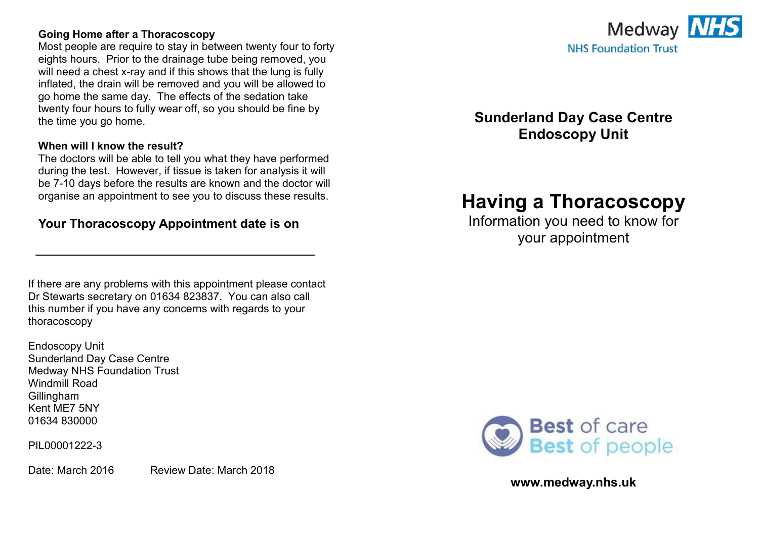### Going Home after a Thoracoscopy

Most people are require to stay in between twenty four to forty eights hours. Prior to the drainage tube being removed, you will need a chest x-ray and if this shows that the lung is fully inflated, the drain will be removed and you will be allowed to go home the same day. The effects of the sedation take twenty four hours to fully wear off, so you should be fine by the time you go home.

### When will I know the result?

The doctors will be able to tell you what they have performed during the test. However, if tissue is taken for analysis it will be 7-10 days before the results are known and the doctor will organise an appointment to see you to discuss these results.

**Your Thoracoscopy Appointment date is on**

\_\_\_\_\_\_\_\_\_\_\_\_\_\_\_\_\_\_\_\_\_\_\_\_\_\_\_\_\_\_\_\_\_\_\_\_\_\_\_\_

If there are any problems with this appointment please contact Dr Stewarts secretary on 01634 823837. You can also call this number if you have any concerns with regards to your thoracoscopy

Endoscopy Unit
Sunderland Day Case Centre
Medway NHS Foundation Trust
Windmill Road
Gillingham
Kent ME7 5NY
01634 830000

PIL00001222-3

Date: March 2016 Review Date: March 2018

Medway NHS
NHS Foundation Trust

## Sunderland Day Case Centre
## Endoscopy Unit

# Having a Thoracoscopy

Information you need to know for your appointment

Best of care
Best of people

**www.medway.nhs.uk**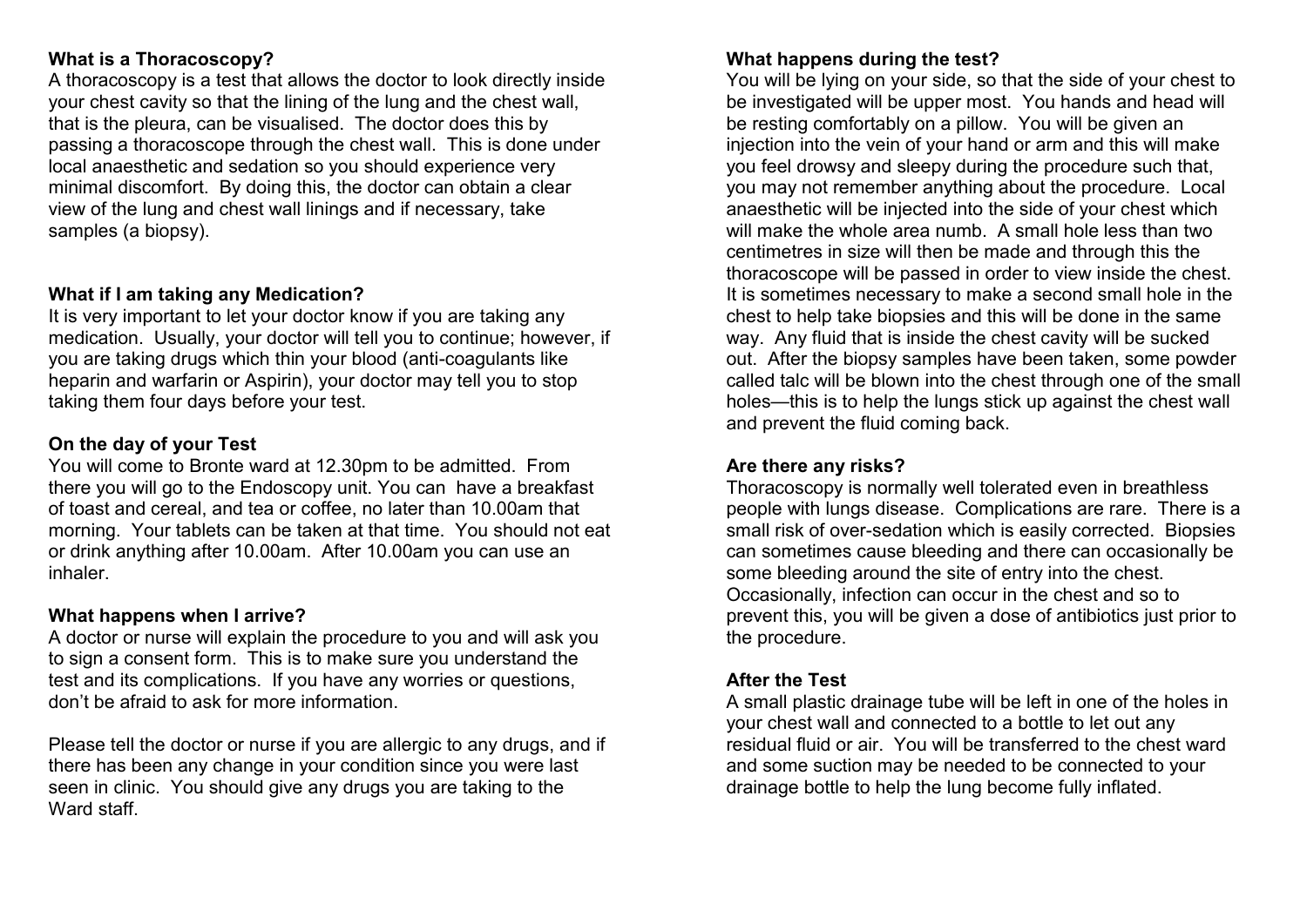## What is a Thoracoscopy?

A thoracoscopy is a test that allows the doctor to look directly inside your chest cavity so that the lining of the lung and the chest wall, that is the pleura, can be visualised. The doctor does this by passing a thoracoscope through the chest wall. This is done under local anaesthetic and sedation so you should experience very minimal discomfort. By doing this, the doctor can obtain a clear view of the lung and chest wall linings and if necessary, take samples (a biopsy).

## What if I am taking any Medication?

It is very important to let your doctor know if you are taking any medication. Usually, your doctor will tell you to continue; however, if you are taking drugs which thin your blood (anti-coagulants like heparin and warfarin or Aspirin), your doctor may tell you to stop taking them four days before your test.

## On the day of your Test

You will come to Bronte ward at 12.30pm to be admitted. From there you will go to the Endoscopy unit. You can have a breakfast of toast and cereal, and tea or coffee, no later than 10.00am that morning. Your tablets can be taken at that time. You should not eat or drink anything after 10.00am. After 10.00am you can use an inhaler.

## What happens when I arrive?

A doctor or nurse will explain the procedure to you and will ask you to sign a consent form. This is to make sure you understand the test and its complications. If you have any worries or questions, don't be afraid to ask for more information.

Please tell the doctor or nurse if you are allergic to any drugs, and if there has been any change in your condition since you were last seen in clinic. You should give any drugs you are taking to the Ward staff.

## What happens during the test?

You will be lying on your side, so that the side of your chest to be investigated will be upper most. You hands and head will be resting comfortably on a pillow. You will be given an injection into the vein of your hand or arm and this will make you feel drowsy and sleepy during the procedure such that, you may not remember anything about the procedure. Local anaesthetic will be injected into the side of your chest which will make the whole area numb. A small hole less than two centimetres in size will then be made and through this the thoracoscope will be passed in order to view inside the chest. It is sometimes necessary to make a second small hole in the chest to help take biopsies and this will be done in the same way. Any fluid that is inside the chest cavity will be sucked out. After the biopsy samples have been taken, some powder called talc will be blown into the chest through one of the small holes—this is to help the lungs stick up against the chest wall and prevent the fluid coming back.

## Are there any risks?

Thoracoscopy is normally well tolerated even in breathless people with lungs disease. Complications are rare. There is a small risk of over-sedation which is easily corrected. Biopsies can sometimes cause bleeding and there can occasionally be some bleeding around the site of entry into the chest. Occasionally, infection can occur in the chest and so to prevent this, you will be given a dose of antibiotics just prior to the procedure.

## After the Test

A small plastic drainage tube will be left in one of the holes in your chest wall and connected to a bottle to let out any residual fluid or air. You will be transferred to the chest ward and some suction may be needed to be connected to your drainage bottle to help the lung become fully inflated.